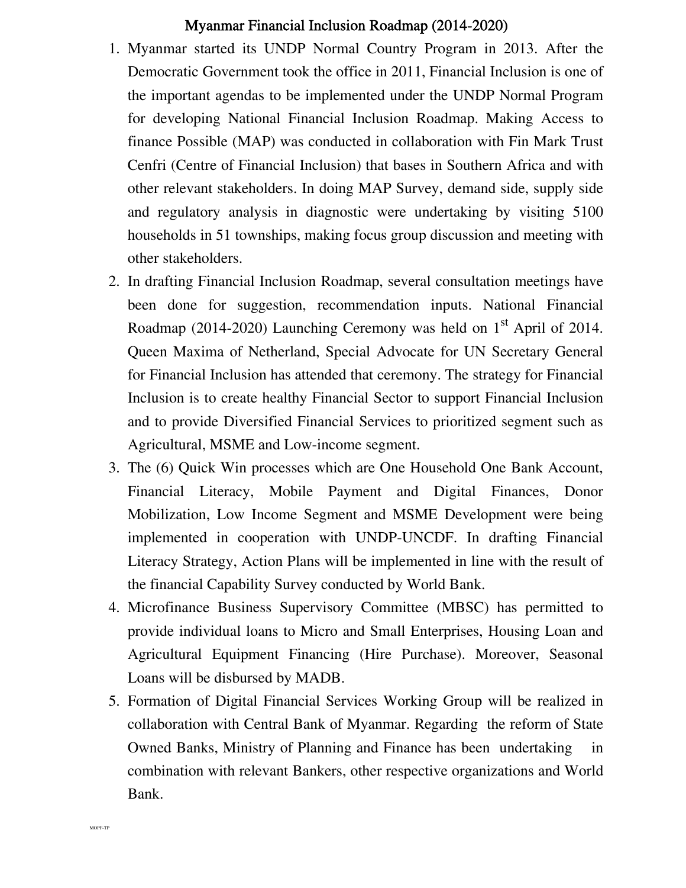# Myanmar Financial Inclusion Roadmap (2014-2020)

1. Myanmar started its UNDP Normal Country Program in 2013. After the Democratic Government took the office in 2011, Financial Inclusion is one of the important agendas to be implemented under the UNDP Normal Program for developing National Financial Inclusion Roadmap. Making Access to finance Possible (MAP) was conducted in collaboration with Fin Mark Trust Cenfri (Centre of Financial Inclusion) that bases in Southern Africa and with other relevant stakeholders. In doing MAP Survey, demand side, supply side and regulatory analysis in diagnostic were undertaking by visiting 5100 households in 51 townships, making focus group discussion and meeting with other stakeholders.
2. In drafting Financial Inclusion Roadmap, several consultation meetings have been done for suggestion, recommendation inputs. National Financial Roadmap (2014-2020) Launching Ceremony was held on 1st April of 2014. Queen Maxima of Netherland, Special Advocate for UN Secretary General for Financial Inclusion has attended that ceremony. The strategy for Financial Inclusion is to create healthy Financial Sector to support Financial Inclusion and to provide Diversified Financial Services to prioritized segment such as Agricultural, MSME and Low-income segment.
3. The (6) Quick Win processes which are One Household One Bank Account, Financial Literacy, Mobile Payment and Digital Finances, Donor Mobilization, Low Income Segment and MSME Development were being implemented in cooperation with UNDP-UNCDF. In drafting Financial Literacy Strategy, Action Plans will be implemented in line with the result of the financial Capability Survey conducted by World Bank.
4. Microfinance Business Supervisory Committee (MBSC) has permitted to provide individual loans to Micro and Small Enterprises, Housing Loan and Agricultural Equipment Financing (Hire Purchase). Moreover, Seasonal Loans will be disbursed by MADB.
5. Formation of Digital Financial Services Working Group will be realized in collaboration with Central Bank of Myanmar. Regarding the reform of State Owned Banks, Ministry of Planning and Finance has been undertaking in combination with relevant Bankers, other respective organizations and World Bank.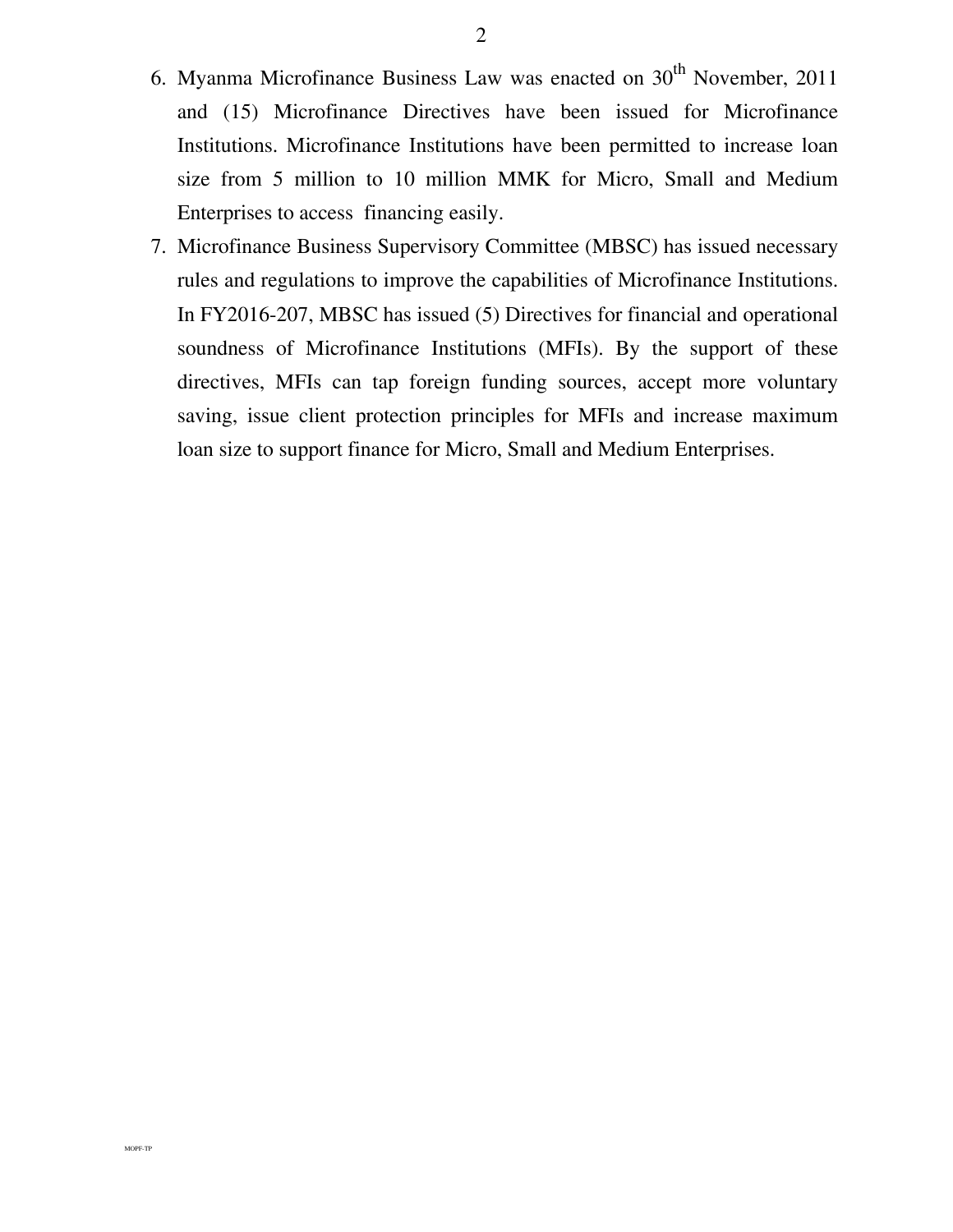6. Myanma Microfinance Business Law was enacted on 30th November, 2011 and (15) Microfinance Directives have been issued for Microfinance Institutions. Microfinance Institutions have been permitted to increase loan size from 5 million to 10 million MMK for Micro, Small and Medium Enterprises to access financing easily.
7. Microfinance Business Supervisory Committee (MBSC) has issued necessary rules and regulations to improve the capabilities of Microfinance Institutions. In FY2016-207, MBSC has issued (5) Directives for financial and operational soundness of Microfinance Institutions (MFIs). By the support of these directives, MFIs can tap foreign funding sources, accept more voluntary saving, issue client protection principles for MFIs and increase maximum loan size to support finance for Micro, Small and Medium Enterprises.